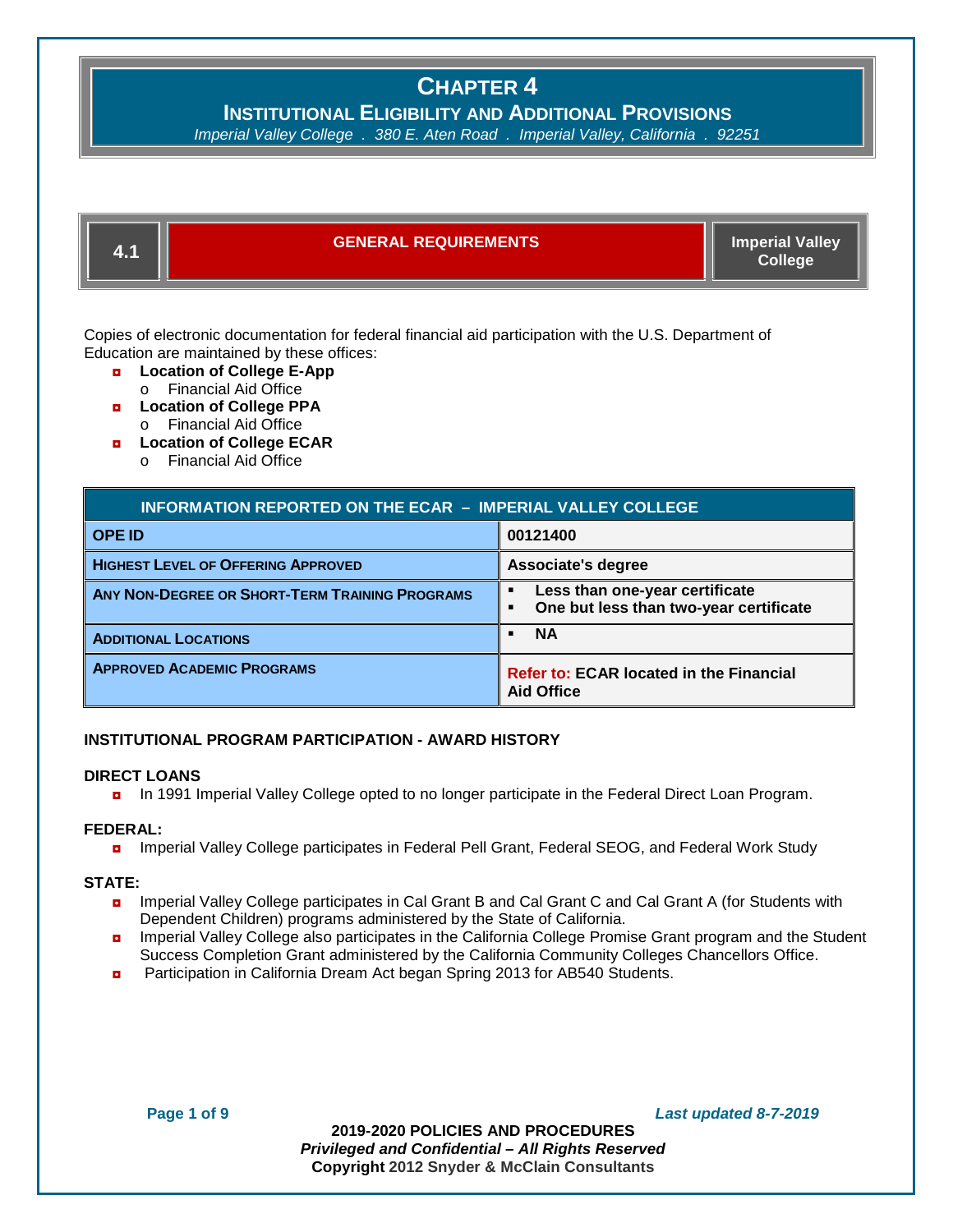# CHAPTER 4

## INSTITUTIONAL ELIGIBILITY AND ADDITIONAL PROVISIONS

*Imperial Valley College . 380 E. Aten Road . Imperial Valley, California . 92251*

## 4.1 GENERAL REQUIREMENTS — Imperial Valley College

Copies of electronic documentation for federal financial aid participation with the U.S. Department of Education are maintained by these offices:

- **Location of College E-App**
  - Financial Aid Office
- **Location of College PPA**
  - Financial Aid Office
- **Location of College ECAR**
  - Financial Aid Office

| INFORMATION REPORTED ON THE ECAR – IMPERIAL VALLEY COLLEGE | |
|---|---|
| **OPE ID** | **00121400** |
| **HIGHEST LEVEL OF OFFERING APPROVED** | **Associate's degree** |
| **ANY NON-DEGREE OR SHORT-TERM TRAINING PROGRAMS** | ▪ **Less than one-year certificate**<br>▪ **One but less than two-year certificate** |
| **ADDITIONAL LOCATIONS** | ▪ **NA** |
| **APPROVED ACADEMIC PROGRAMS** | **Refer to: ECAR located in the Financial Aid Office** |

**INSTITUTIONAL PROGRAM PARTICIPATION - AWARD HISTORY**

**DIRECT LOANS**

- In 1991 Imperial Valley College opted to no longer participate in the Federal Direct Loan Program.

**FEDERAL:**

- Imperial Valley College participates in Federal Pell Grant, Federal SEOG, and Federal Work Study

**STATE:**

- Imperial Valley College participates in Cal Grant B and Cal Grant C and Cal Grant A (for Students with Dependent Children) programs administered by the State of California.
- Imperial Valley College also participates in the California College Promise Grant program and the Student Success Completion Grant administered by the California Community Colleges Chancellors Office.
- Participation in California Dream Act began Spring 2013 for AB540 Students.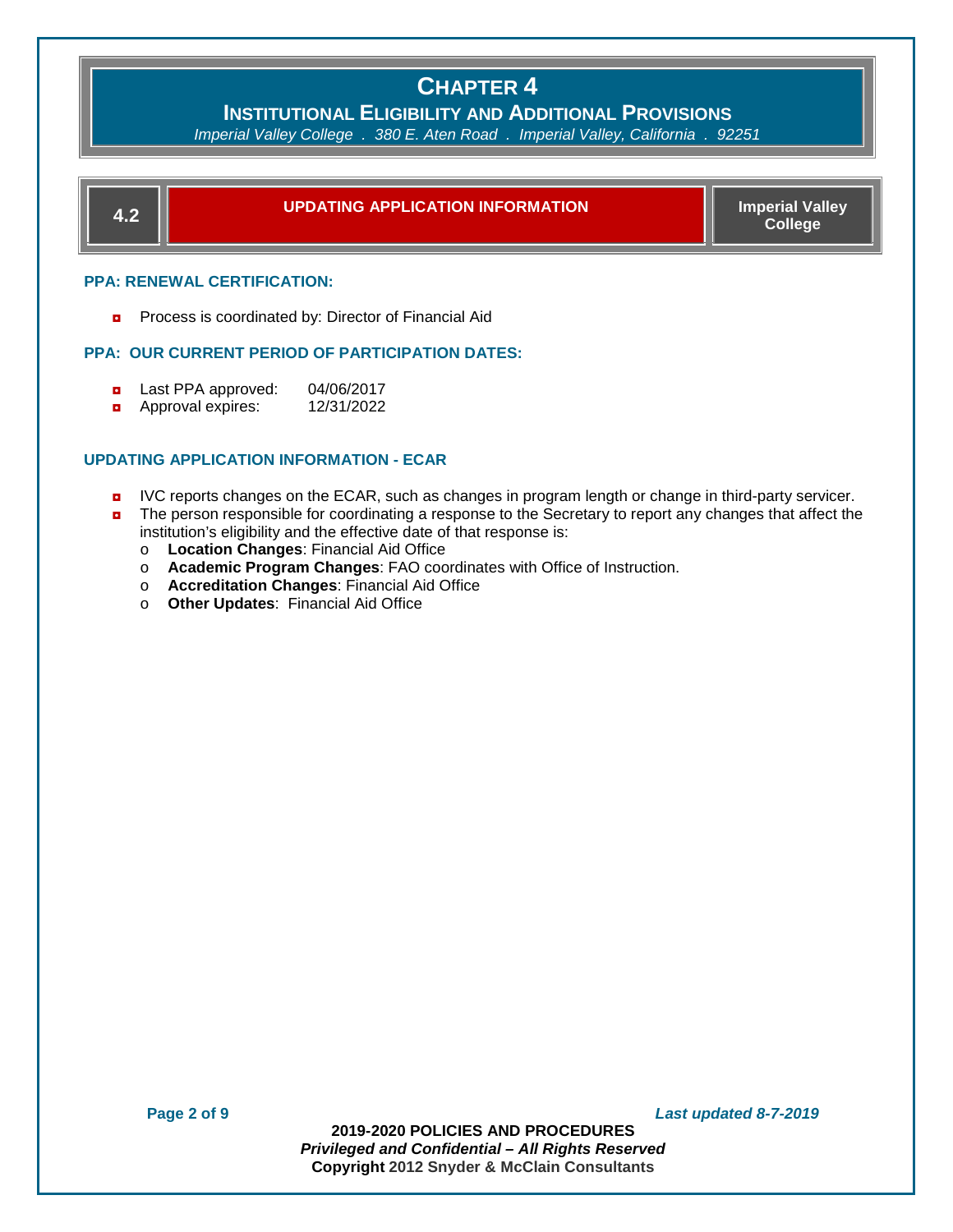# CHAPTER 4

## INSTITUTIONAL ELIGIBILITY AND ADDITIONAL PROVISIONS

*Imperial Valley College . 380 E. Aten Road . Imperial Valley, California . 92251*

## 4.2 UPDATING APPLICATION INFORMATION — Imperial Valley College

### PPA: RENEWAL CERTIFICATION:

- Process is coordinated by: Director of Financial Aid

### PPA: OUR CURRENT PERIOD OF PARTICIPATION DATES:

- Last PPA approved: 04/06/2017
- Approval expires: 12/31/2022

### UPDATING APPLICATION INFORMATION - ECAR

- IVC reports changes on the ECAR, such as changes in program length or change in third-party servicer.
- The person responsible for coordinating a response to the Secretary to report any changes that affect the institution's eligibility and the effective date of that response is:
  - **Location Changes**: Financial Aid Office
  - **Academic Program Changes**: FAO coordinates with Office of Instruction.
  - **Accreditation Changes**: Financial Aid Office
  - **Other Updates**: Financial Aid Office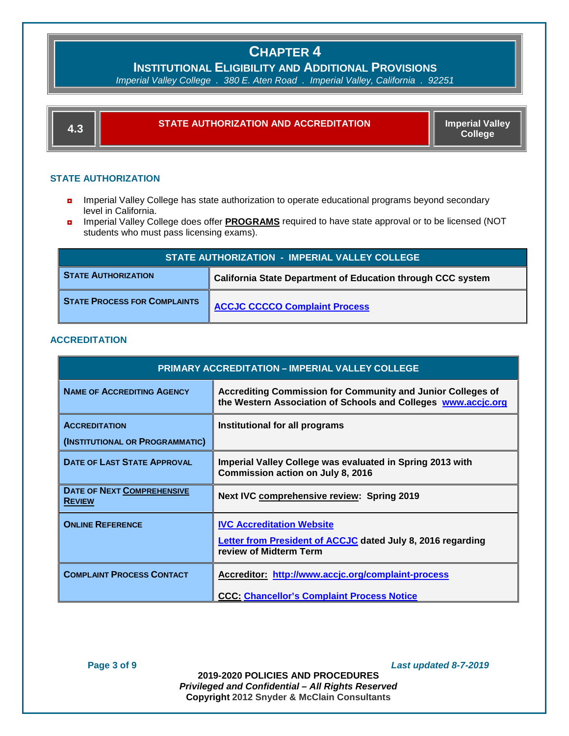# CHAPTER 4

## INSTITUTIONAL ELIGIBILITY AND ADDITIONAL PROVISIONS

*Imperial Valley College . 380 E. Aten Road . Imperial Valley, California . 92251*

| 4.3 | STATE AUTHORIZATION AND ACCREDITATION | Imperial Valley College |
|---|---|---|

### STATE AUTHORIZATION

- Imperial Valley College has state authorization to operate educational programs beyond secondary level in California.
- Imperial Valley College does offer **PROGRAMS** required to have state approval or to be licensed (NOT students who must pass licensing exams).

| STATE AUTHORIZATION - IMPERIAL VALLEY COLLEGE | |
|---|---|
| **STATE AUTHORIZATION** | **California State Department of Education through CCC system** |
| **STATE PROCESS FOR COMPLAINTS** | **ACCJC CCCCO Complaint Process** |

### ACCREDITATION

| PRIMARY ACCREDITATION – IMPERIAL VALLEY COLLEGE | |
|---|---|
| **NAME OF ACCREDITING AGENCY** | **Accrediting Commission for Community and Junior Colleges of the Western Association of Schools and Colleges www.accjc.org** |
| **ACCREDITATION (INSTITUTIONAL OR PROGRAMMATIC)** | **Institutional for all programs** |
| **DATE OF LAST STATE APPROVAL** | **Imperial Valley College was evaluated in Spring 2013 with Commission action on July 8, 2016** |
| **DATE OF NEXT COMPREHENSIVE REVIEW** | **Next IVC comprehensive review: Spring 2019** |
| **ONLINE REFERENCE** | **IVC Accreditation Website**<br>**Letter from President of ACCJC dated July 8, 2016 regarding review of Midterm Term** |
| **COMPLAINT PROCESS CONTACT** | **Accreditor: http://www.accjc.org/complaint-process**<br>**CCC: Chancellor's Complaint Process Notice** |

2019-2020 POLICIES AND PROCEDURES
*Privileged and Confidential – All Rights Reserved*
Copyright 2012 Snyder & McClain Consultants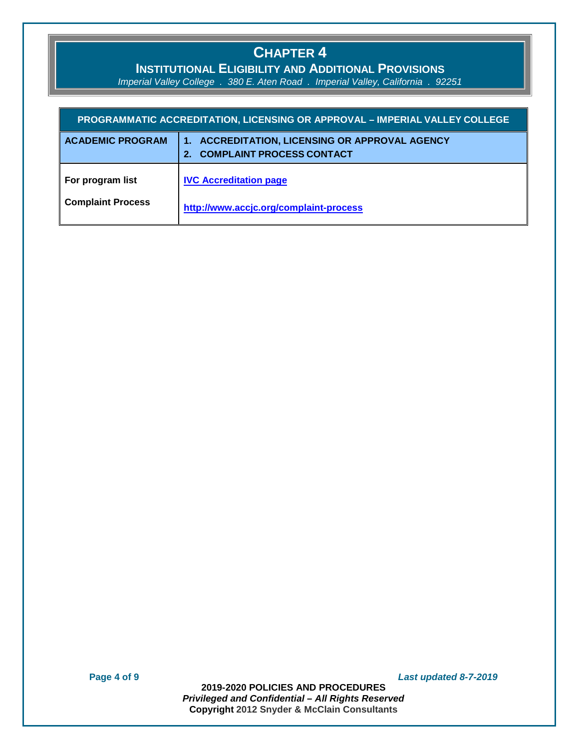# CHAPTER 4

## INSTITUTIONAL ELIGIBILITY AND ADDITIONAL PROVISIONS

*Imperial Valley College . 380 E. Aten Road . Imperial Valley, California . 92251*

| PROGRAMMATIC ACCREDITATION, LICENSING OR APPROVAL – IMPERIAL VALLEY COLLEGE | |
|---|---|
| **ACADEMIC PROGRAM** | **1. ACCREDITATION, LICENSING OR APPROVAL AGENCY**<br>**2. COMPLAINT PROCESS CONTACT** |
| **For program list** | **IVC Accreditation page** |
| **Complaint Process** | **http://www.accjc.org/complaint-process** |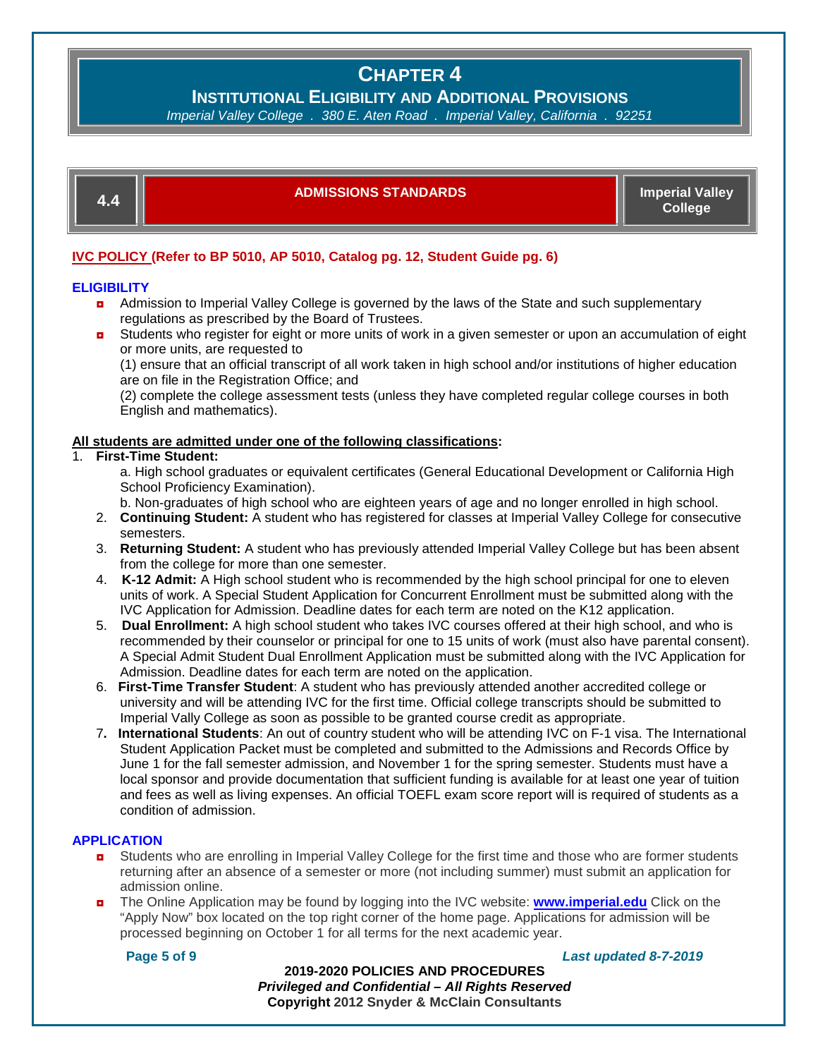# CHAPTER 4

## INSTITUTIONAL ELIGIBILITY AND ADDITIONAL PROVISIONS

*Imperial Valley College . 380 E. Aten Road . Imperial Valley, California . 92251*

| 4.4 | ADMISSIONS STANDARDS | Imperial Valley College |
|---|---|---|

**IVC POLICY (Refer to BP 5010, AP 5010, Catalog pg. 12, Student Guide pg. 6)**

### ELIGIBILITY

- Admission to Imperial Valley College is governed by the laws of the State and such supplementary regulations as prescribed by the Board of Trustees.
- Students who register for eight or more units of work in a given semester or upon an accumulation of eight or more units, are requested to

  (1) ensure that an official transcript of all work taken in high school and/or institutions of higher education are on file in the Registration Office; and

  (2) complete the college assessment tests (unless they have completed regular college courses in both English and mathematics).

**All students are admitted under one of the following classifications:**

1. **First-Time Student:**

   a. High school graduates or equivalent certificates (General Educational Development or California High School Proficiency Examination).

   b. Non-graduates of high school who are eighteen years of age and no longer enrolled in high school.
2. **Continuing Student:** A student who has registered for classes at Imperial Valley College for consecutive semesters.
3. **Returning Student:** A student who has previously attended Imperial Valley College but has been absent from the college for more than one semester.
4. **K-12 Admit:** A High school student who is recommended by the high school principal for one to eleven units of work. A Special Student Application for Concurrent Enrollment must be submitted along with the IVC Application for Admission. Deadline dates for each term are noted on the K12 application.
5. **Dual Enrollment:** A high school student who takes IVC courses offered at their high school, and who is recommended by their counselor or principal for one to 15 units of work (must also have parental consent). A Special Admit Student Dual Enrollment Application must be submitted along with the IVC Application for Admission. Deadline dates for each term are noted on the application.
6. **First-Time Transfer Student**: A student who has previously attended another accredited college or university and will be attending IVC for the first time. Official college transcripts should be submitted to Imperial Vally College as soon as possible to be granted course credit as appropriate.
7. **International Students**: An out of country student who will be attending IVC on F-1 visa. The International Student Application Packet must be completed and submitted to the Admissions and Records Office by June 1 for the fall semester admission, and November 1 for the spring semester. Students must have a local sponsor and provide documentation that sufficient funding is available for at least one year of tuition and fees as well as living expenses. An official TOEFL exam score report will is required of students as a condition of admission.

### APPLICATION

- Students who are enrolling in Imperial Valley College for the first time and those who are former students returning after an absence of a semester or more (not including summer) must submit an application for admission online.
- The Online Application may be found by logging into the IVC website: **www.imperial.edu** Click on the "Apply Now" box located on the top right corner of the home page. Applications for admission will be processed beginning on October 1 for all terms for the next academic year.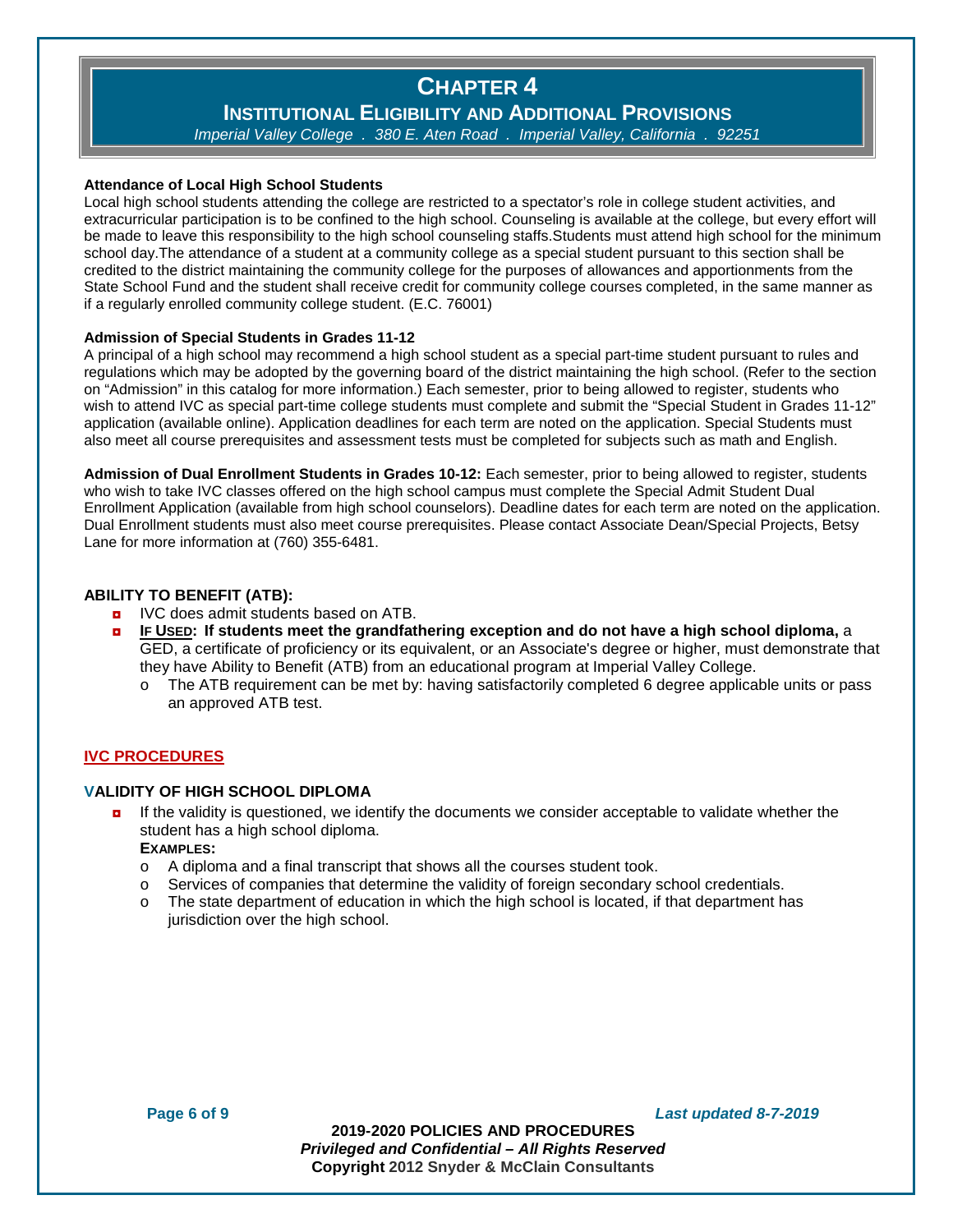# CHAPTER 4

## INSTITUTIONAL ELIGIBILITY AND ADDITIONAL PROVISIONS

*Imperial Valley College . 380 E. Aten Road . Imperial Valley, California . 92251*

**Attendance of Local High School Students**

Local high school students attending the college are restricted to a spectator's role in college student activities, and extracurricular participation is to be confined to the high school. Counseling is available at the college, but every effort will be made to leave this responsibility to the high school counseling staffs.Students must attend high school for the minimum school day.The attendance of a student at a community college as a special student pursuant to this section shall be credited to the district maintaining the community college for the purposes of allowances and apportionments from the State School Fund and the student shall receive credit for community college courses completed, in the same manner as if a regularly enrolled community college student. (E.C. 76001)

**Admission of Special Students in Grades 11-12**

A principal of a high school may recommend a high school student as a special part-time student pursuant to rules and regulations which may be adopted by the governing board of the district maintaining the high school. (Refer to the section on "Admission" in this catalog for more information.) Each semester, prior to being allowed to register, students who wish to attend IVC as special part-time college students must complete and submit the "Special Student in Grades 11-12" application (available online). Application deadlines for each term are noted on the application. Special Students must also meet all course prerequisites and assessment tests must be completed for subjects such as math and English.

**Admission of Dual Enrollment Students in Grades 10-12:** Each semester, prior to being allowed to register, students who wish to take IVC classes offered on the high school campus must complete the Special Admit Student Dual Enrollment Application (available from high school counselors). Deadline dates for each term are noted on the application. Dual Enrollment students must also meet course prerequisites. Please contact Associate Dean/Special Projects, Betsy Lane for more information at (760) 355-6481.

**ABILITY TO BENEFIT (ATB):**

- IVC does admit students based on ATB.
- **IF USED: If students meet the grandfathering exception and do not have a high school diploma,** a GED, a certificate of proficiency or its equivalent, or an Associate's degree or higher, must demonstrate that they have Ability to Benefit (ATB) from an educational program at Imperial Valley College.
  - The ATB requirement can be met by: having satisfactorily completed 6 degree applicable units or pass an approved ATB test.

**IVC PROCEDURES**

**VALIDITY OF HIGH SCHOOL DIPLOMA**

- If the validity is questioned, we identify the documents we consider acceptable to validate whether the student has a high school diploma.

  **EXAMPLES:**
  - A diploma and a final transcript that shows all the courses student took.
  - Services of companies that determine the validity of foreign secondary school credentials.
  - The state department of education in which the high school is located, if that department has jurisdiction over the high school.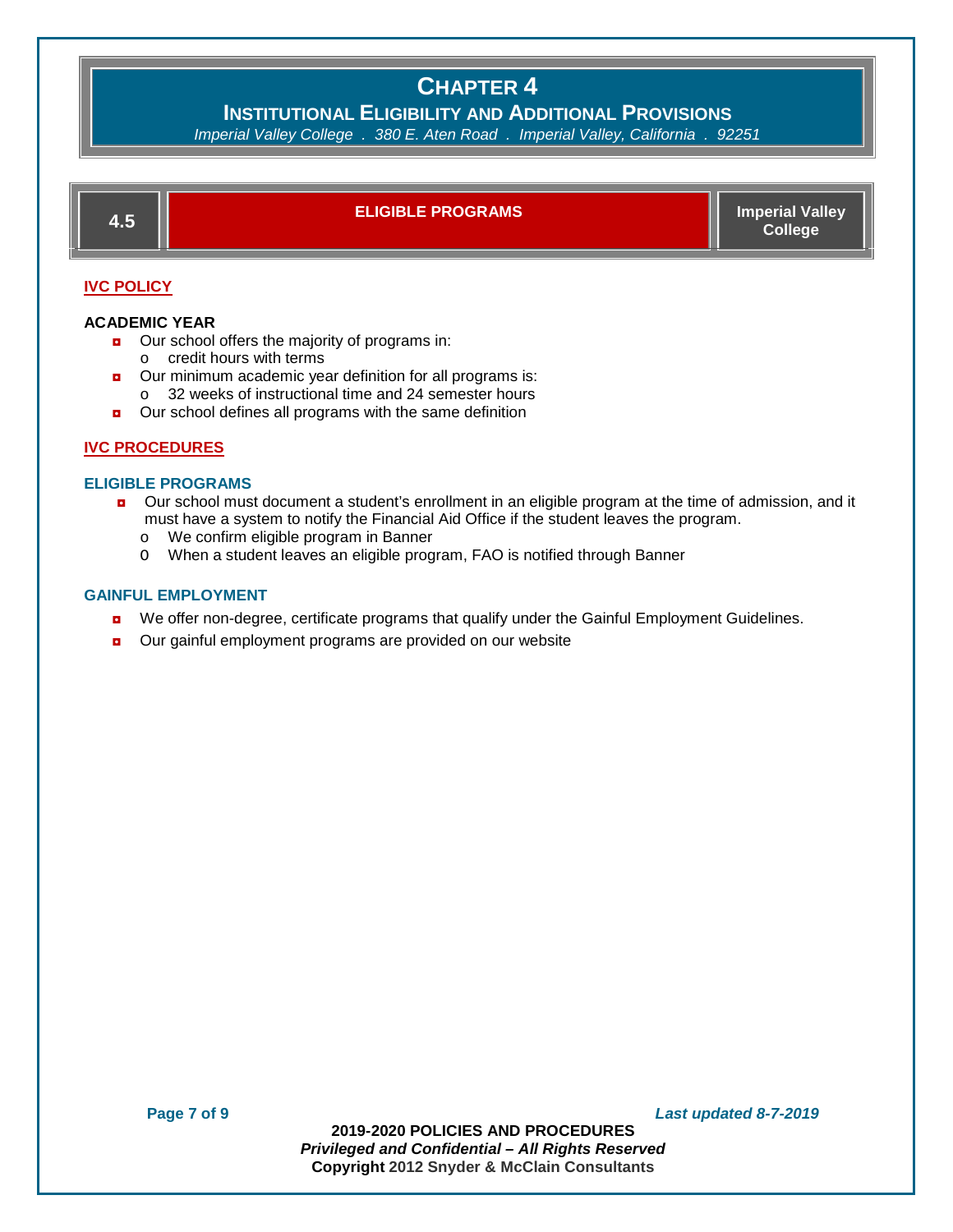# CHAPTER 4

## INSTITUTIONAL ELIGIBILITY AND ADDITIONAL PROVISIONS

*Imperial Valley College . 380 E. Aten Road . Imperial Valley, California . 92251*

## 4.5 ELIGIBLE PROGRAMS — Imperial Valley College

### IVC POLICY

**ACADEMIC YEAR**

- Our school offers the majority of programs in:
  - credit hours with terms
- Our minimum academic year definition for all programs is:
  - 32 weeks of instructional time and 24 semester hours
- Our school defines all programs with the same definition

### IVC PROCEDURES

**ELIGIBLE PROGRAMS**

- Our school must document a student's enrollment in an eligible program at the time of admission, and it must have a system to notify the Financial Aid Office if the student leaves the program.
  - We confirm eligible program in Banner
  - When a student leaves an eligible program, FAO is notified through Banner

**GAINFUL EMPLOYMENT**

- We offer non-degree, certificate programs that qualify under the Gainful Employment Guidelines.
- Our gainful employment programs are provided on our website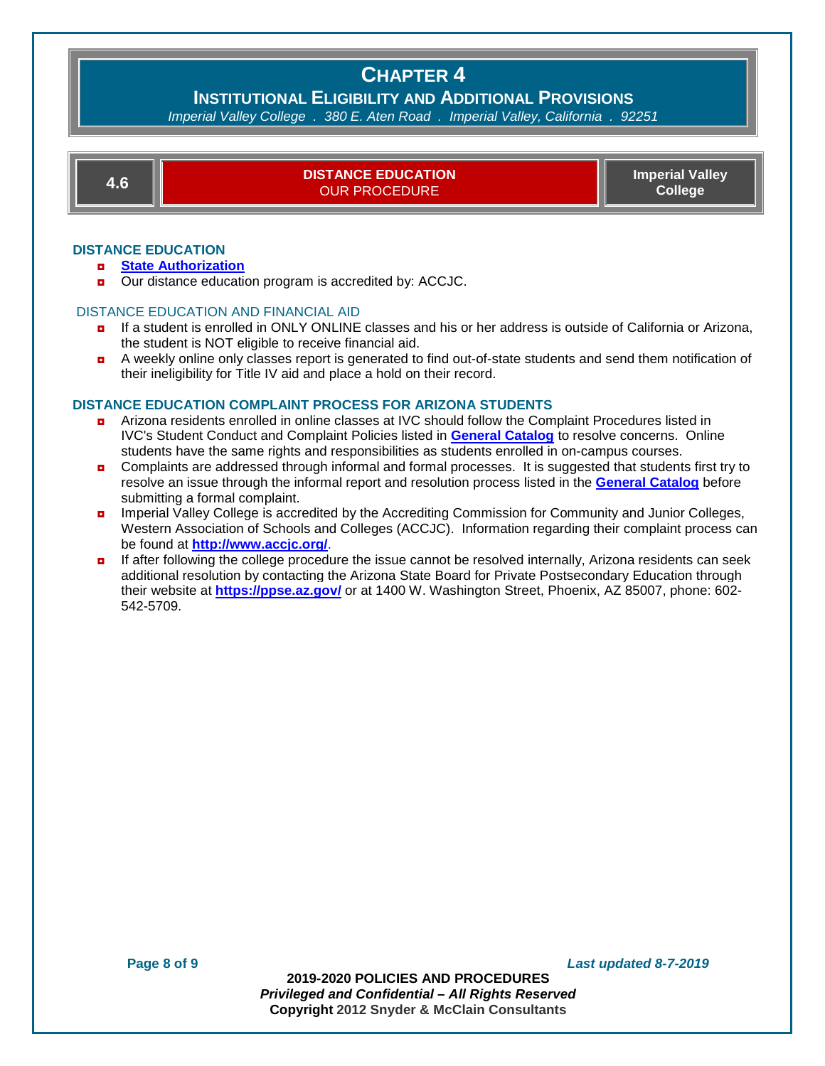# CHAPTER 4

## INSTITUTIONAL ELIGIBILITY AND ADDITIONAL PROVISIONS

*Imperial Valley College . 380 E. Aten Road . Imperial Valley, California . 92251*

| 4.6 | **DISTANCE EDUCATION** OUR PROCEDURE | **Imperial Valley College** |
|---|---|---|

### DISTANCE EDUCATION

- **State Authorization**
- Our distance education program is accredited by: ACCJC.

### DISTANCE EDUCATION AND FINANCIAL AID

- If a student is enrolled in ONLY ONLINE classes and his or her address is outside of California or Arizona, the student is NOT eligible to receive financial aid.
- A weekly online only classes report is generated to find out-of-state students and send them notification of their ineligibility for Title IV aid and place a hold on their record.

### DISTANCE EDUCATION COMPLAINT PROCESS FOR ARIZONA STUDENTS

- Arizona residents enrolled in online classes at IVC should follow the Complaint Procedures listed in IVC's Student Conduct and Complaint Policies listed in **General Catalog** to resolve concerns. Online students have the same rights and responsibilities as students enrolled in on-campus courses.
- Complaints are addressed through informal and formal processes. It is suggested that students first try to resolve an issue through the informal report and resolution process listed in the **General Catalog** before submitting a formal complaint.
- Imperial Valley College is accredited by the Accrediting Commission for Community and Junior Colleges, Western Association of Schools and Colleges (ACCJC). Information regarding their complaint process can be found at **http://www.accjc.org/**.
- If after following the college procedure the issue cannot be resolved internally, Arizona residents can seek additional resolution by contacting the Arizona State Board for Private Postsecondary Education through their website at **https://ppse.az.gov/** or at 1400 W. Washington Street, Phoenix, AZ 85007, phone: 602-542-5709.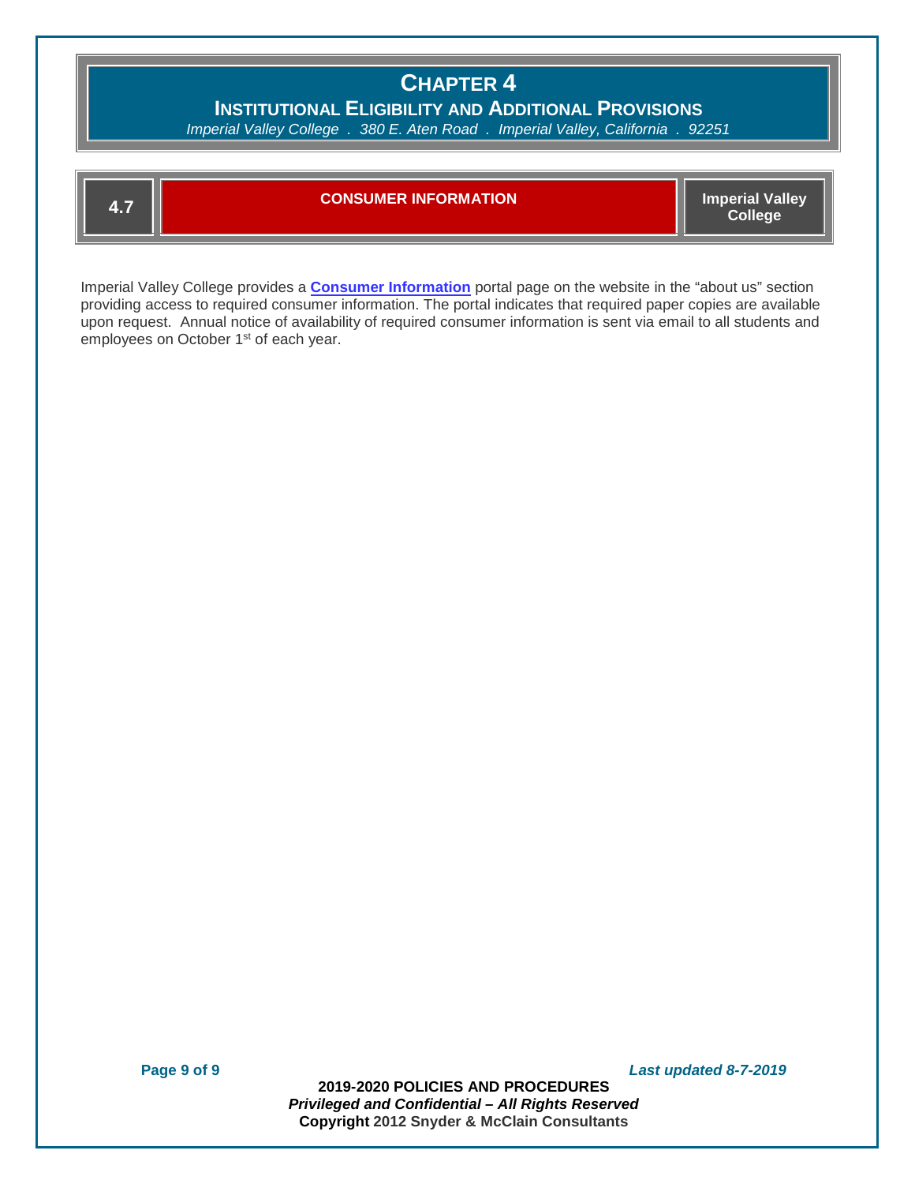# CHAPTER 4

## INSTITUTIONAL ELIGIBILITY AND ADDITIONAL PROVISIONS

*Imperial Valley College . 380 E. Aten Road . Imperial Valley, California . 92251*

| 4.7 | CONSUMER INFORMATION | Imperial Valley College |
|---|---|---|

Imperial Valley College provides a **Consumer Information** portal page on the website in the "about us" section providing access to required consumer information. The portal indicates that required paper copies are available upon request. Annual notice of availability of required consumer information is sent via email to all students and employees on October 1st of each year.